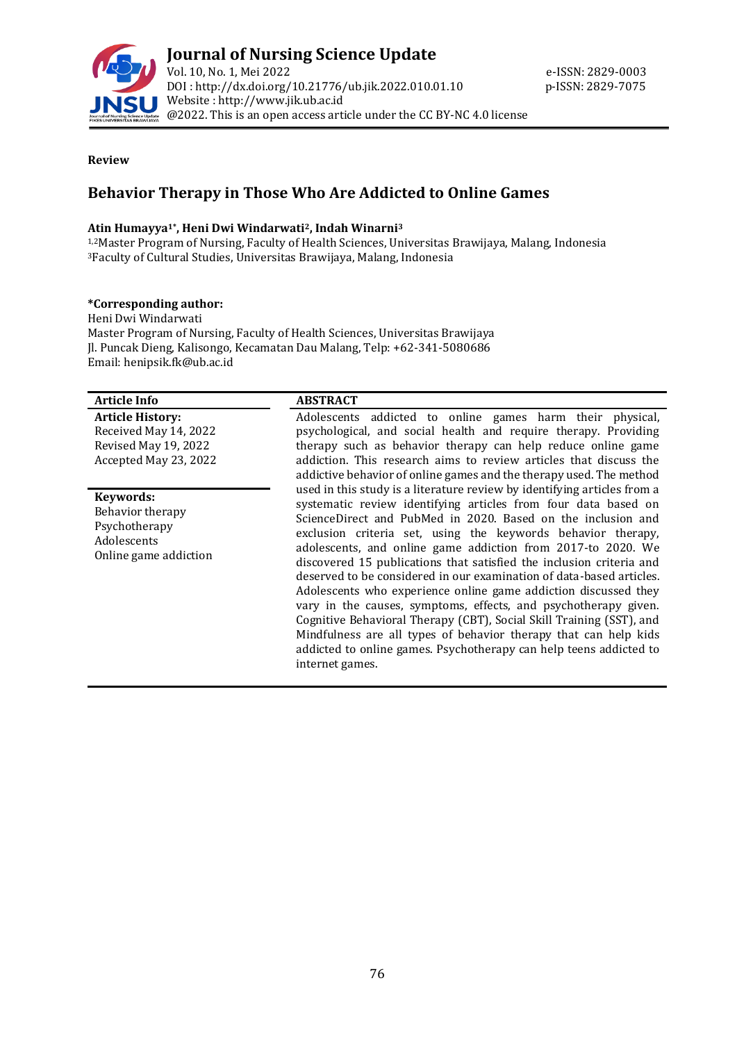# Journal of Nursing Science Update

Vol. 10, No. 1, Mei 2022
DOI : http://dx.doi.org/10.21776/ub.jik.2022.010.01.10
Website : http://www.jik.ub.ac.id
@2022. This is an open access article under the CC BY-NC 4.0 license

e-ISSN: 2829-0003
p-ISSN: 2829-7075

**Review**

## Behavior Therapy in Those Who Are Addicted to Online Games

**Atin Humayya[1*], Heni Dwi Windarwati[2], Indah Winarni[3]**

[1,2]Master Program of Nursing, Faculty of Health Sciences, Universitas Brawijaya, Malang, Indonesia
[3]Faculty of Cultural Studies, Universitas Brawijaya, Malang, Indonesia

**\*Corresponding author:**
Heni Dwi Windarwati
Master Program of Nursing, Faculty of Health Sciences, Universitas Brawijaya
Jl. Puncak Dieng, Kalisongo, Kecamatan Dau Malang, Telp: +62-341-5080686
Email: henipsik.fk@ub.ac.id

**Article Info**

**Article History:**
Received May 14, 2022
Revised May 19, 2022
Accepted May 23, 2022

**Keywords:**
Behavior therapy
Psychotherapy
Adolescents
Online game addiction

**ABSTRACT**

Adolescents addicted to online games harm their physical, psychological, and social health and require therapy. Providing therapy such as behavior therapy can help reduce online game addiction. This research aims to review articles that discuss the addictive behavior of online games and the therapy used. The method used in this study is a literature review by identifying articles from a systematic review identifying articles from four data based on ScienceDirect and PubMed in 2020. Based on the inclusion and exclusion criteria set, using the keywords behavior therapy, adolescents, and online game addiction from 2017-to 2020. We discovered 15 publications that satisfied the inclusion criteria and deserved to be considered in our examination of data-based articles. Adolescents who experience online game addiction discussed they vary in the causes, symptoms, effects, and psychotherapy given. Cognitive Behavioral Therapy (CBT), Social Skill Training (SST), and Mindfulness are all types of behavior therapy that can help kids addicted to online games. Psychotherapy can help teens addicted to internet games.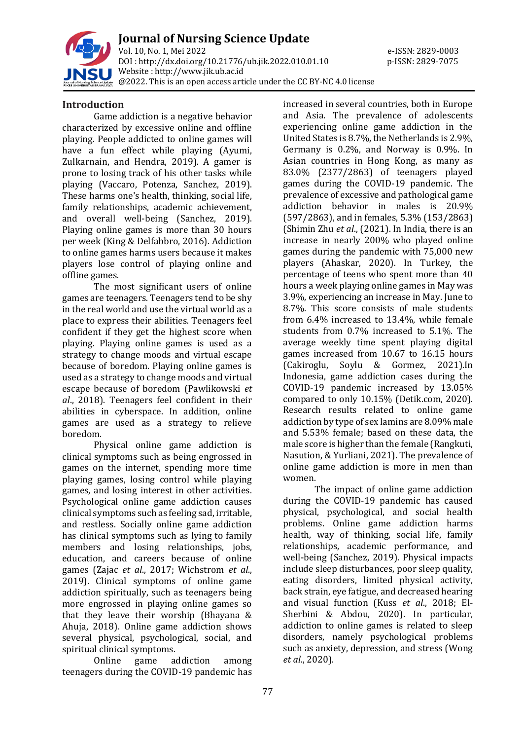## Introduction

Game addiction is a negative behavior characterized by excessive online and offline playing. People addicted to online games will have a fun effect while playing (Ayumi, Zulkarnain, and Hendra, 2019). A gamer is prone to losing track of his other tasks while playing (Vaccaro, Potenza, Sanchez, 2019). These harms one's health, thinking, social life, family relationships, academic achievement, and overall well-being (Sanchez, 2019). Playing online games is more than 30 hours per week (King & Delfabbro, 2016). Addiction to online games harms users because it makes players lose control of playing online and offline games.

The most significant users of online games are teenagers. Teenagers tend to be shy in the real world and use the virtual world as a place to express their abilities. Teenagers feel confident if they get the highest score when playing. Playing online games is used as a strategy to change moods and virtual escape because of boredom. Playing online games is used as a strategy to change moods and virtual escape because of boredom (Pawlikowski *et al*., 2018). Teenagers feel confident in their abilities in cyberspace. In addition, online games are used as a strategy to relieve boredom.

Physical online game addiction is clinical symptoms such as being engrossed in games on the internet, spending more time playing games, losing control while playing games, and losing interest in other activities. Psychological online game addiction causes clinical symptoms such as feeling sad, irritable, and restless. Socially online game addiction has clinical symptoms such as lying to family members and losing relationships, jobs, education, and careers because of online games (Zajac *et al*., 2017; Wichstrom *et al*., 2019). Clinical symptoms of online game addiction spiritually, such as teenagers being more engrossed in playing online games so that they leave their worship (Bhayana & Ahuja, 2018). Online game addiction shows several physical, psychological, social, and spiritual clinical symptoms.

Online game addiction among teenagers during the COVID-19 pandemic has increased in several countries, both in Europe and Asia. The prevalence of adolescents experiencing online game addiction in the United States is 8.7%, the Netherlands is 2.9%, Germany is 0.2%, and Norway is 0.9%. In Asian countries in Hong Kong, as many as 83.0% (2377/2863) of teenagers played games during the COVID-19 pandemic. The prevalence of excessive and pathological game addiction behavior in males is 20.9% (597/2863), and in females, 5.3% (153/2863) (Shimin Zhu *et al*., (2021). In India, there is an increase in nearly 200% who played online games during the pandemic with 75,000 new players (Ahaskar, 2020). In Turkey, the percentage of teens who spent more than 40 hours a week playing online games in May was 3.9%, experiencing an increase in May. June to 8.7%. This score consists of male students from 6.4% increased to 13.4%, while female students from 0.7% increased to 5.1%. The average weekly time spent playing digital games increased from 10.67 to 16.15 hours (Cakiroglu, Soylu & Gormez, 2021).In Indonesia, game addiction cases during the COVID-19 pandemic increased by 13.05% compared to only 10.15% (Detik.com, 2020). Research results related to online game addiction by type of sex lamins are 8.09% male and 5.53% female; based on these data, the male score is higher than the female (Rangkuti, Nasution, & Yurliani, 2021). The prevalence of online game addiction is more in men than women.

The impact of online game addiction during the COVID-19 pandemic has caused physical, psychological, and social health problems. Online game addiction harms health, way of thinking, social life, family relationships, academic performance, and well-being (Sanchez, 2019). Physical impacts include sleep disturbances, poor sleep quality, eating disorders, limited physical activity, back strain, eye fatigue, and decreased hearing and visual function (Kuss *et al*., 2018; El-Sherbini & Abdou, 2020). In particular, addiction to online games is related to sleep disorders, namely psychological problems such as anxiety, depression, and stress (Wong *et al*., 2020).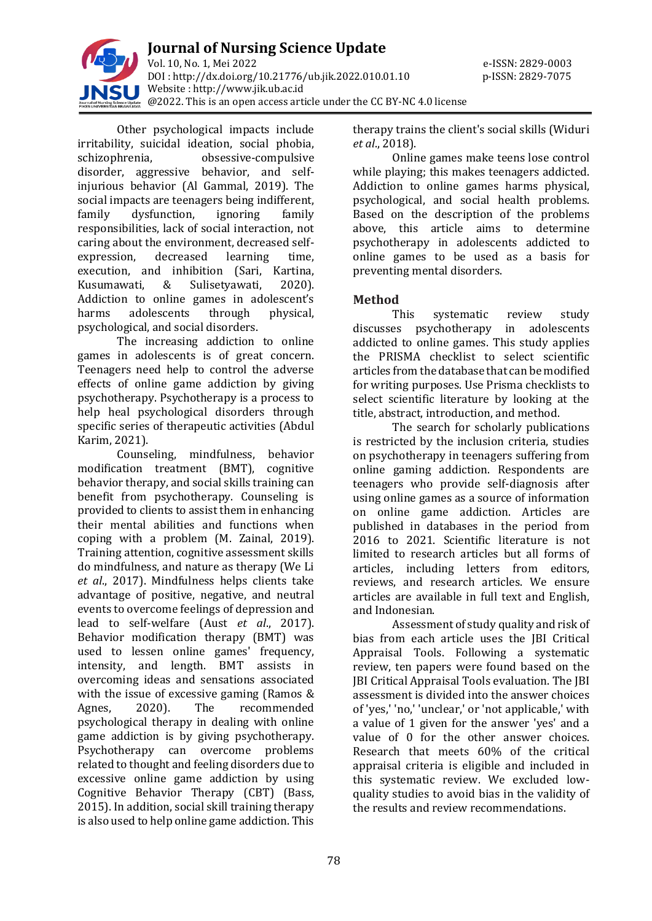Other psychological impacts include irritability, suicidal ideation, social phobia, schizophrenia, obsessive-compulsive disorder, aggressive behavior, and self-injurious behavior (Al Gammal, 2019). The social impacts are teenagers being indifferent, family dysfunction, ignoring family responsibilities, lack of social interaction, not caring about the environment, decreased self-expression, decreased learning time, execution, and inhibition (Sari, Kartina, Kusumawati, & Sulisetyawati, 2020). Addiction to online games in adolescent's harms adolescents through physical, psychological, and social disorders.

The increasing addiction to online games in adolescents is of great concern. Teenagers need help to control the adverse effects of online game addiction by giving psychotherapy. Psychotherapy is a process to help heal psychological disorders through specific series of therapeutic activities (Abdul Karim, 2021).

Counseling, mindfulness, behavior modification treatment (BMT), cognitive behavior therapy, and social skills training can benefit from psychotherapy. Counseling is provided to clients to assist them in enhancing their mental abilities and functions when coping with a problem (M. Zainal, 2019). Training attention, cognitive assessment skills do mindfulness, and nature as therapy (We Li *et al*., 2017). Mindfulness helps clients take advantage of positive, negative, and neutral events to overcome feelings of depression and lead to self-welfare (Aust *et al*., 2017). Behavior modification therapy (BMT) was used to lessen online games' frequency, intensity, and length. BMT assists in overcoming ideas and sensations associated with the issue of excessive gaming (Ramos & Agnes, 2020). The recommended psychological therapy in dealing with online game addiction is by giving psychotherapy. Psychotherapy can overcome problems related to thought and feeling disorders due to excessive online game addiction by using Cognitive Behavior Therapy (CBT) (Bass, 2015). In addition, social skill training therapy is also used to help online game addiction. This therapy trains the client's social skills (Widuri *et al*., 2018).

Online games make teens lose control while playing; this makes teenagers addicted. Addiction to online games harms physical, psychological, and social health problems. Based on the description of the problems above, this article aims to determine psychotherapy in adolescents addicted to online games to be used as a basis for preventing mental disorders.

## Method

This systematic review study discusses psychotherapy in adolescents addicted to online games. This study applies the PRISMA checklist to select scientific articles from the database that can be modified for writing purposes. Use Prisma checklists to select scientific literature by looking at the title, abstract, introduction, and method.

The search for scholarly publications is restricted by the inclusion criteria, studies on psychotherapy in teenagers suffering from online gaming addiction. Respondents are teenagers who provide self-diagnosis after using online games as a source of information on online game addiction. Articles are published in databases in the period from 2016 to 2021. Scientific literature is not limited to research articles but all forms of articles, including letters from editors, reviews, and research articles. We ensure articles are available in full text and English, and Indonesian.

Assessment of study quality and risk of bias from each article uses the JBI Critical Appraisal Tools. Following a systematic review, ten papers were found based on the JBI Critical Appraisal Tools evaluation. The JBI assessment is divided into the answer choices of 'yes,' 'no,' 'unclear,' or 'not applicable,' with a value of 1 given for the answer 'yes' and a value of 0 for the other answer choices. Research that meets 60% of the critical appraisal criteria is eligible and included in this systematic review. We excluded low-quality studies to avoid bias in the validity of the results and review recommendations.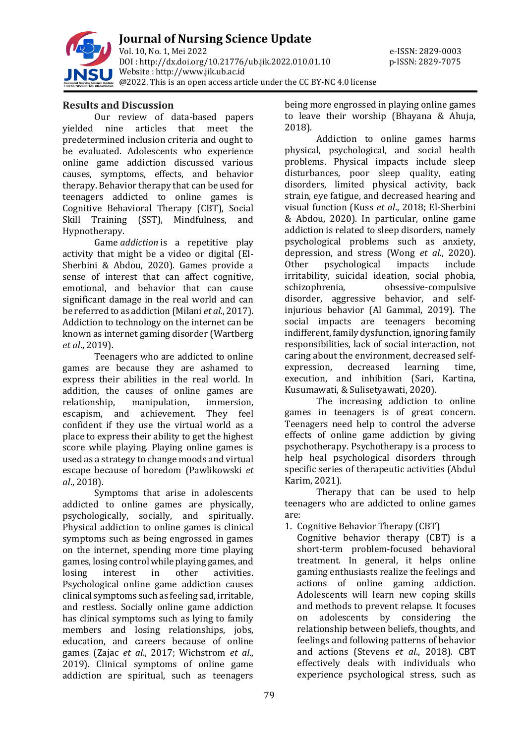## Results and Discussion

Our review of data-based papers yielded nine articles that meet the predetermined inclusion criteria and ought to be evaluated. Adolescents who experience online game addiction discussed various causes, symptoms, effects, and behavior therapy. Behavior therapy that can be used for teenagers addicted to online games is Cognitive Behavioral Therapy (CBT), Social Skill Training (SST), Mindfulness, and Hypnotherapy.

Game *addiction* is a repetitive play activity that might be a video or digital (El-Sherbini & Abdou, 2020). Games provide a sense of interest that can affect cognitive, emotional, and behavior that can cause significant damage in the real world and can be referred to as addiction (Milani *et al*., 2017). Addiction to technology on the internet can be known as internet gaming disorder (Wartberg *et al*., 2019).

Teenagers who are addicted to online games are because they are ashamed to express their abilities in the real world. In addition, the causes of online games are relationship, manipulation, immersion, escapism, and achievement. They feel confident if they use the virtual world as a place to express their ability to get the highest score while playing. Playing online games is used as a strategy to change moods and virtual escape because of boredom (Pawlikowski *et al*., 2018).

Symptoms that arise in adolescents addicted to online games are physically, psychologically, socially, and spiritually. Physical addiction to online games is clinical symptoms such as being engrossed in games on the internet, spending more time playing games, losing control while playing games, and losing interest in other activities. Psychological online game addiction causes clinical symptoms such as feeling sad, irritable, and restless. Socially online game addiction has clinical symptoms such as lying to family members and losing relationships, jobs, education, and careers because of online games (Zajac *et al*., 2017; Wichstrom *et al*., 2019). Clinical symptoms of online game addiction are spiritual, such as teenagers being more engrossed in playing online games to leave their worship (Bhayana & Ahuja, 2018).

Addiction to online games harms physical, psychological, and social health problems. Physical impacts include sleep disturbances, poor sleep quality, eating disorders, limited physical activity, back strain, eye fatigue, and decreased hearing and visual function (Kuss *et al*., 2018; El-Sherbini & Abdou, 2020). In particular, online game addiction is related to sleep disorders, namely psychological problems such as anxiety, depression, and stress (Wong *et al*., 2020). Other psychological impacts include irritability, suicidal ideation, social phobia, schizophrenia, obsessive-compulsive disorder, aggressive behavior, and self-injurious behavior (Al Gammal, 2019). The social impacts are teenagers becoming indifferent, family dysfunction, ignoring family responsibilities, lack of social interaction, not caring about the environment, decreased self-expression, decreased learning time, execution, and inhibition (Sari, Kartina, Kusumawati, & Sulisetyawati, 2020).

The increasing addiction to online games in teenagers is of great concern. Teenagers need help to control the adverse effects of online game addiction by giving psychotherapy. Psychotherapy is a process to help heal psychological disorders through specific series of therapeutic activities (Abdul Karim, 2021).

Therapy that can be used to help teenagers who are addicted to online games are:

1. Cognitive Behavior Therapy (CBT)
   Cognitive behavior therapy (CBT) is a short-term problem-focused behavioral treatment. In general, it helps online gaming enthusiasts realize the feelings and actions of online gaming addiction. Adolescents will learn new coping skills and methods to prevent relapse. It focuses on adolescents by considering the relationship between beliefs, thoughts, and feelings and following patterns of behavior and actions (Stevens *et al*., 2018). CBT effectively deals with individuals who experience psychological stress, such as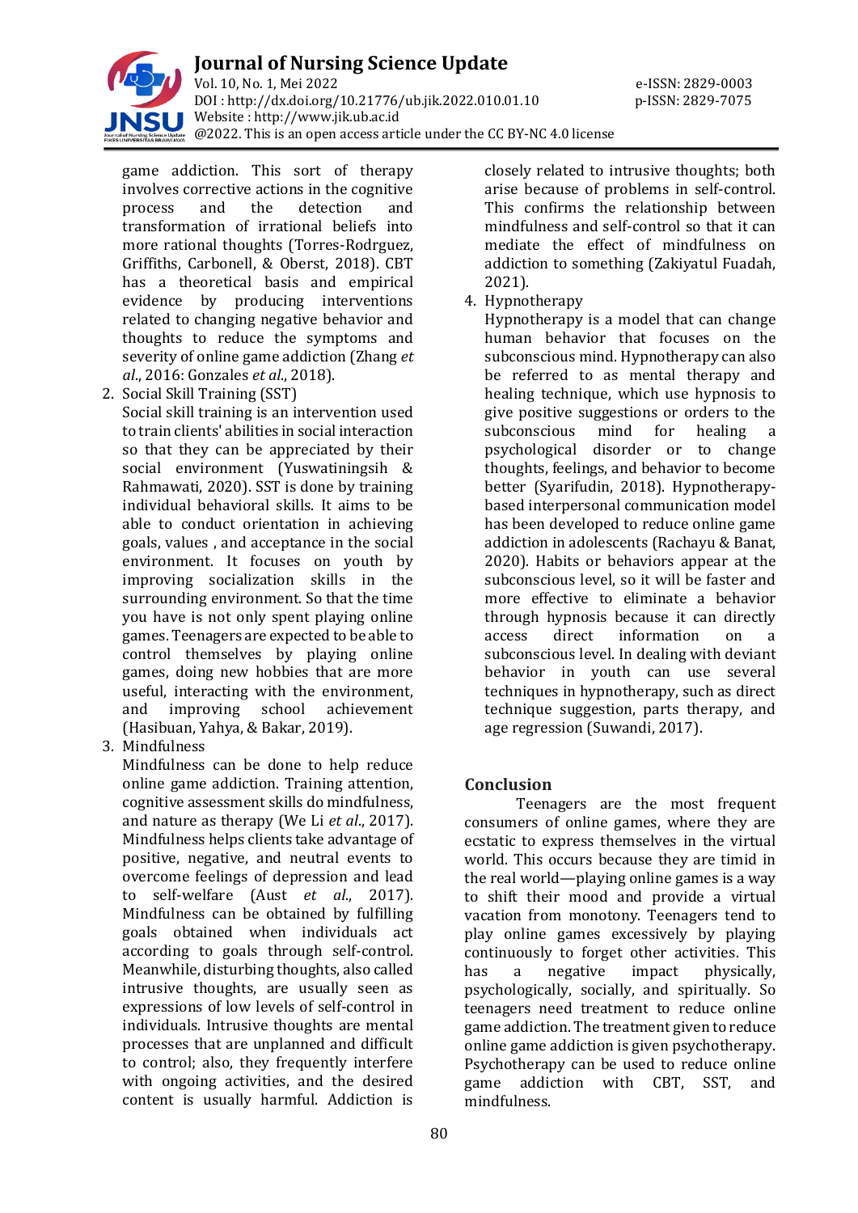game addiction. This sort of therapy involves corrective actions in the cognitive process and the detection and transformation of irrational beliefs into more rational thoughts (Torres-Rodrguez, Griffiths, Carbonell, & Oberst, 2018). CBT has a theoretical basis and empirical evidence by producing interventions related to changing negative behavior and thoughts to reduce the symptoms and severity of online game addiction (Zhang *et al*., 2016: Gonzales *et al*., 2018).

2. Social Skill Training (SST)
   Social skill training is an intervention used to train clients' abilities in social interaction so that they can be appreciated by their social environment (Yuswatiningsih & Rahmawati, 2020). SST is done by training individual behavioral skills. It aims to be able to conduct orientation in achieving goals, values , and acceptance in the social environment. It focuses on youth by improving socialization skills in the surrounding environment. So that the time you have is not only spent playing online games. Teenagers are expected to be able to control themselves by playing online games, doing new hobbies that are more useful, interacting with the environment, and improving school achievement (Hasibuan, Yahya, & Bakar, 2019).

3. Mindfulness
   Mindfulness can be done to help reduce online game addiction. Training attention, cognitive assessment skills do mindfulness, and nature as therapy (We Li *et al*., 2017). Mindfulness helps clients take advantage of positive, negative, and neutral events to overcome feelings of depression and lead to self-welfare (Aust *et al*., 2017). Mindfulness can be obtained by fulfilling goals obtained when individuals act according to goals through self-control. Meanwhile, disturbing thoughts, also called intrusive thoughts, are usually seen as expressions of low levels of self-control in individuals. Intrusive thoughts are mental processes that are unplanned and difficult to control; also, they frequently interfere with ongoing activities, and the desired content is usually harmful. Addiction is closely related to intrusive thoughts; both arise because of problems in self-control. This confirms the relationship between mindfulness and self-control so that it can mediate the effect of mindfulness on addiction to something (Zakiyatul Fuadah, 2021).

4. Hypnotherapy
   Hypnotherapy is a model that can change human behavior that focuses on the subconscious mind. Hypnotherapy can also be referred to as mental therapy and healing technique, which use hypnosis to give positive suggestions or orders to the subconscious mind for healing a psychological disorder or to change thoughts, feelings, and behavior to become better (Syarifudin, 2018). Hypnotherapy-based interpersonal communication model has been developed to reduce online game addiction in adolescents (Rachayu & Banat, 2020). Habits or behaviors appear at the subconscious level, so it will be faster and more effective to eliminate a behavior through hypnosis because it can directly access direct information on a subconscious level. In dealing with deviant behavior in youth can use several techniques in hypnotherapy, such as direct technique suggestion, parts therapy, and age regression (Suwandi, 2017).

## Conclusion

Teenagers are the most frequent consumers of online games, where they are ecstatic to express themselves in the virtual world. This occurs because they are timid in the real world—playing online games is a way to shift their mood and provide a virtual vacation from monotony. Teenagers tend to play online games excessively by playing continuously to forget other activities. This has a negative impact physically, psychologically, socially, and spiritually. So teenagers need treatment to reduce online game addiction. The treatment given to reduce online game addiction is given psychotherapy. Psychotherapy can be used to reduce online game addiction with CBT, SST, and mindfulness.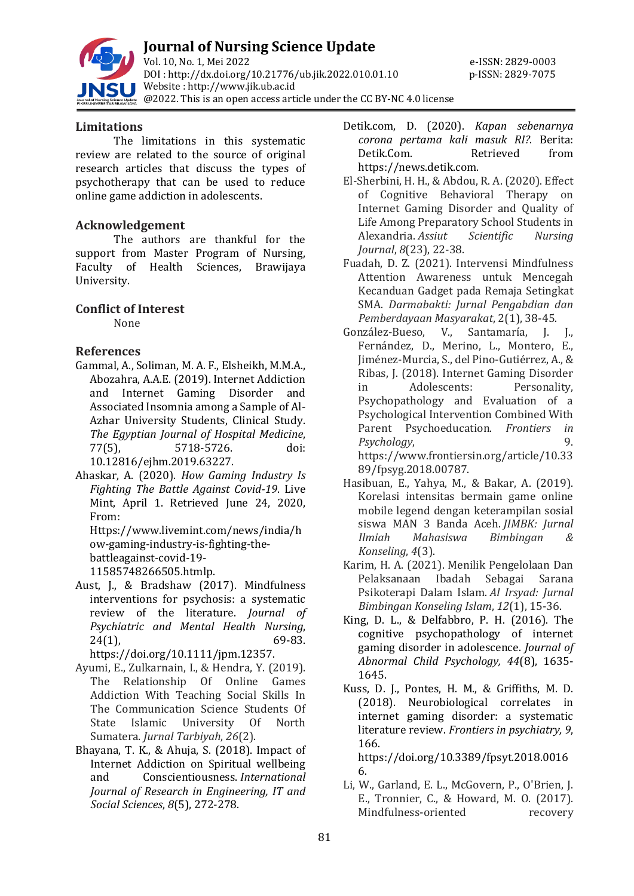## Limitations

The limitations in this systematic review are related to the source of original research articles that discuss the types of psychotherapy that can be used to reduce online game addiction in adolescents.

## Acknowledgement

The authors are thankful for the support from Master Program of Nursing, Faculty of Health Sciences, Brawijaya University.

## Conflict of Interest

None

## References

Gammal, A., Soliman, M. A. F., Elsheikh, M.M.A., Abozahra, A.A.E. (2019). Internet Addiction and Internet Gaming Disorder and Associated Insomnia among a Sample of Al-Azhar University Students, Clinical Study. *The Egyptian Journal of Hospital Medicine*, 77(5), 5718-5726. doi: 10.12816/ejhm.2019.63227.

Ahaskar, A. (2020). *How Gaming Industry Is Fighting The Battle Against Covid-19*. Live Mint, April 1. Retrieved June 24, 2020, From: Https://www.livemint.com/news/india/how-gaming-industry-is-fighting-the-battleagainst-covid-19-11585748266505.htmlp.

Aust, J., & Bradshaw (2017). Mindfulness interventions for psychosis: a systematic review of the literature. *Journal of Psychiatric and Mental Health Nursing*, 24(1), 69-83. https://doi.org/10.1111/jpm.12357.

Ayumi, E., Zulkarnain, I., & Hendra, Y. (2019). The Relationship Of Online Games Addiction With Teaching Social Skills In The Communication Science Students Of State Islamic University Of North Sumatera. *Jurnal Tarbiyah*, *26*(2).

Bhayana, T. K., & Ahuja, S. (2018). Impact of Internet Addiction on Spiritual wellbeing and Conscientiousness. *International Journal of Research in Engineering, IT and Social Sciences*, *8*(5), 272-278.

Detik.com, D. (2020). *Kapan sebenarnya corona pertama kali masuk RI?.* Berita: Detik.Com. Retrieved from https://www.news.detik.com.

El-Sherbini, H. H., & Abdou, R. A. (2020). Effect of Cognitive Behavioral Therapy on Internet Gaming Disorder and Quality of Life Among Preparatory School Students in Alexandria. *Assiut Scientific Nursing Journal*, *8*(23), 22-38.

Fuadah, D. Z. (2021). Intervensi Mindfulness Attention Awareness untuk Mencegah Kecanduan Gadget pada Remaja Setingkat SMA. *Darmabakti: Jurnal Pengabdian dan Pemberdayaan Masyarakat*, 2(1), 38-45.

González-Bueso, V., Santamaría, J. J., Fernández, D., Merino, L., Montero, E., Jiménez-Murcia, S., del Pino-Gutiérrez, A., & Ribas, J. (2018). Internet Gaming Disorder in Adolescents: Personality, Psychopathology and Evaluation of a Psychological Intervention Combined With Parent Psychoeducation. *Frontiers in Psychology*, 9. https://www.frontiersin.org/article/10.3389/fpsyg.2018.00787.

Hasibuan, E., Yahya, M., & Bakar, A. (2019). Korelasi intensitas bermain game online mobile legend dengan keterampilan sosial siswa MAN 3 Banda Aceh. *JIMBK: Jurnal Ilmiah Mahasiswa Bimbingan & Konseling*, *4*(3).

Karim, H. A. (2021). Menilik Pengelolaan Dan Pelaksanaan Ibadah Sebagai Sarana Psikoterapi Dalam Islam. *Al Irsyad: Jurnal Bimbingan Konseling Islam*, *12*(1), 15-36.

King, D. L., & Delfabbro, P. H. (2016). The cognitive psychopathology of internet gaming disorder in adolescence. *Journal of Abnormal Child Psychology, 44*(8), 1635-1645.

Kuss, D. J., Pontes, H. M., & Griffiths, M. D. (2018). Neurobiological correlates in internet gaming disorder: a systematic literature review. *Frontiers in psychiatry, 9*, 166. https://doi.org/10.3389/fpsyt.2018.00166.

Li, W., Garland, E. L., McGovern, P., O'Brien, J. E., Tronnier, C., & Howard, M. O. (2017). Mindfulness-oriented recovery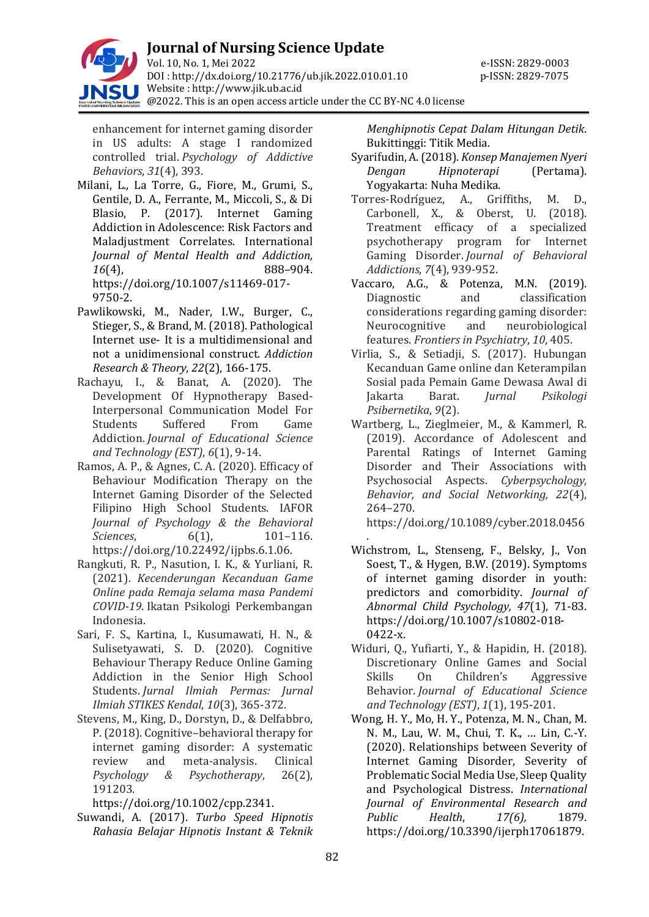enhancement for internet gaming disorder in US adults: A stage I randomized controlled trial. *Psychology of Addictive Behaviors*, *31*(4), 393.

Milani, L., La Torre, G., Fiore, M., Grumi, S., Gentile, D. A., Ferrante, M., Miccoli, S., & Di Blasio, P. (2017). Internet Gaming Addiction in Adolescence: Risk Factors and Maladjustment Correlates. International *Journal of Mental Health and Addiction, 16*(4), 888–904. https://doi.org/10.1007/s11469-017-9750-2.

Pawlikowski, M., Nader, I.W., Burger, C., Stieger, S., & Brand, M. (2018). Pathological Internet use- It is a multidimensional and not a unidimensional construct. *Addiction Research & Theory*, *22*(2), 166-175.

Rachayu, I., & Banat, A. (2020). The Development Of Hypnotherapy Based-Interpersonal Communication Model For Students Suffered From Game Addiction. *Journal of Educational Science and Technology (EST)*, *6*(1), 9-14.

Ramos, A. P., & Agnes, C. A. (2020). Efficacy of Behaviour Modification Therapy on the Internet Gaming Disorder of the Selected Filipino High School Students. IAFOR *Journal of Psychology & the Behavioral Sciences*, 6(1), 101–116. https://doi.org/10.22492/ijpbs.6.1.06.

Rangkuti, R. P., Nasution, I. K., & Yurliani, R. (2021). *Kecenderungan Kecanduan Game Online pada Remaja selama masa Pandemi COVID-19*. Ikatan Psikologi Perkembangan Indonesia.

Sari, F. S., Kartina, I., Kusumawati, H. N., & Sulisetyawati, S. D. (2020). Cognitive Behaviour Therapy Reduce Online Gaming Addiction in the Senior High School Students. *Jurnal Ilmiah Permas: Jurnal Ilmiah STIKES Kendal*, *10*(3), 365-372.

Stevens, M., King, D., Dorstyn, D., & Delfabbro, P. (2018). Cognitive–behavioral therapy for internet gaming disorder: A systematic review and meta-analysis. Clinical *Psychology & Psychotherapy*, 26(2), 191203. https://doi.org/10.1002/cpp.2341.

Suwandi, A. (2017). *Turbo Speed Hipnotis Rahasia Belajar Hipnotis Instant & Teknik Menghipnotis Cepat Dalam Hitungan Detik*. Bukittinggi: Titik Media.

Syarifudin, A. (2018). *Konsep Manajemen Nyeri Dengan Hipnoterapi* (Pertama). Yogyakarta: Nuha Medika.

Torres-Rodríguez, A., Griffiths, M. D., Carbonell, X., & Oberst, U. (2018). Treatment efficacy of a specialized psychotherapy program for Internet Gaming Disorder. *Journal of Behavioral Addictions*, *7*(4), 939-952.

Vaccaro, A.G., & Potenza, M.N. (2019). Diagnostic and classification considerations regarding gaming disorder: Neurocognitive and neurobiological features. *Frontiers in Psychiatry*, *10*, 405.

Virlia, S., & Setiadji, S. (2017). Hubungan Kecanduan Game online dan Keterampilan Sosial pada Pemain Game Dewasa Awal di Jakarta Barat. *Jurnal Psikologi Psibernetika*, *9*(2).

Wartberg, L., Zieglmeier, M., & Kammerl, R. (2019). Accordance of Adolescent and Parental Ratings of Internet Gaming Disorder and Their Associations with Psychosocial Aspects. *Cyberpsychology, Behavior, and Social Networking, 22*(4), 264–270. https://doi.org/10.1089/cyber.2018.0456.

Wichstrom, L., Stenseng, F., Belsky, J., Von Soest, T., & Hygen, B.W. (2019). Symptoms of internet gaming disorder in youth: predictors and comorbidity. *Journal of Abnormal Child Psychology, 47*(1), 71-83. https://doi.org/10.1007/s10802-018-0422-x.

Widuri, Q., Yufiarti, Y., & Hapidin, H. (2018). Discretionary Online Games and Social Skills On Children's Aggressive Behavior. *Journal of Educational Science and Technology (EST)*, *1*(1), 195-201.

Wong, H. Y., Mo, H. Y., Potenza, M. N., Chan, M. N. M., Lau, W. M., Chui, T. K., ... Lin, C.-Y. (2020). Relationships between Severity of Internet Gaming Disorder, Severity of Problematic Social Media Use, Sleep Quality and Psychological Distress. *International Journal of Environmental Research and Public Health*, *17(6),* 1879. https://doi.org/10.3390/ijerph17061879.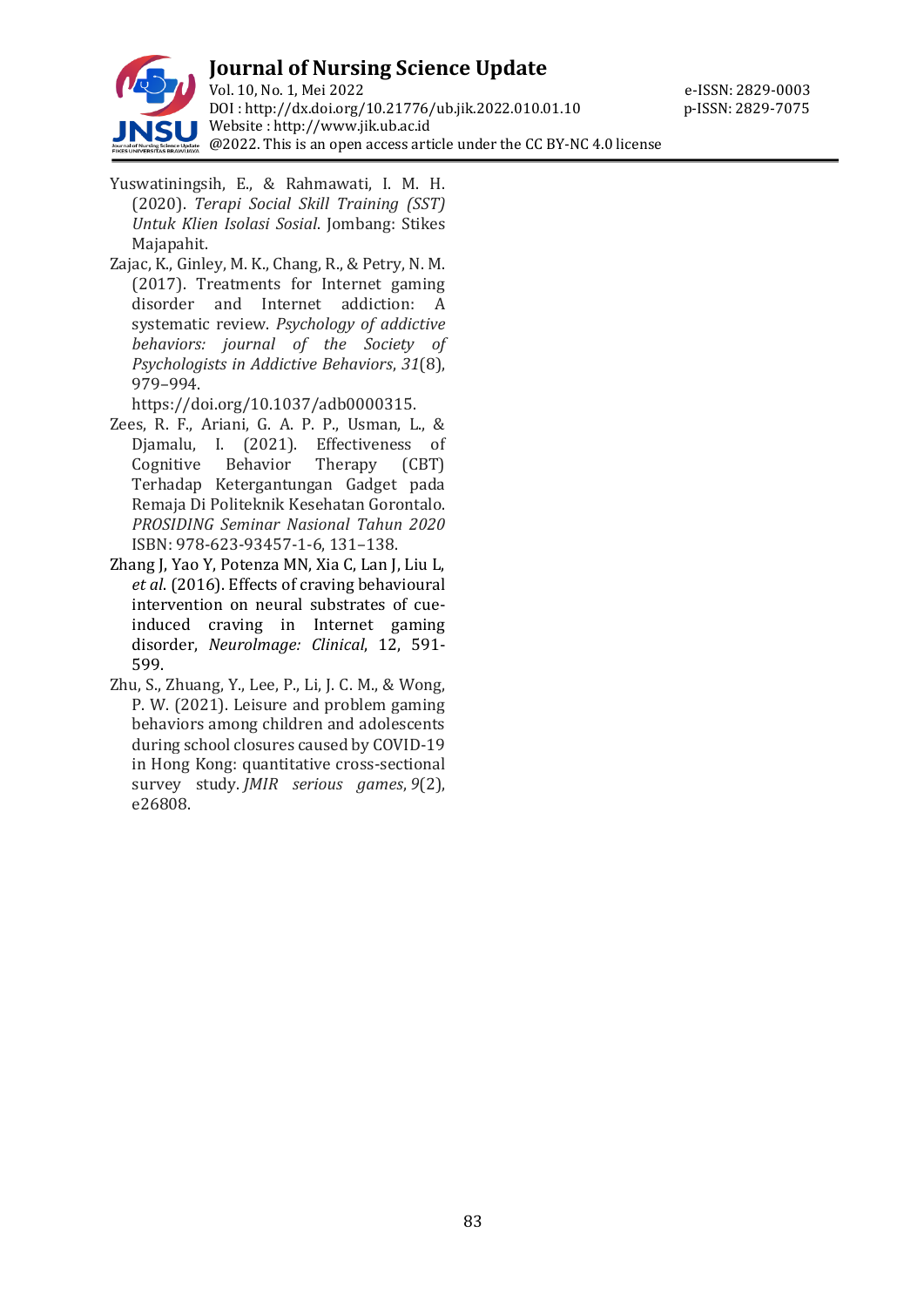Yuswatiningsih, E., & Rahmawati, I. M. H. (2020). *Terapi Social Skill Training (SST) Untuk Klien Isolasi Sosial*. Jombang: Stikes Majapahit.

Zajac, K., Ginley, M. K., Chang, R., & Petry, N. M. (2017). Treatments for Internet gaming disorder and Internet addiction: A systematic review. *Psychology of addictive behaviors: journal of the Society of Psychologists in Addictive Behaviors*, *31*(8), 979–994. https://doi.org/10.1037/adb0000315.

Zees, R. F., Ariani, G. A. P. P., Usman, L., & Djamalu, I. (2021). Effectiveness of Cognitive Behavior Therapy (CBT) Terhadap Ketergantungan Gadget pada Remaja Di Politeknik Kesehatan Gorontalo. *PROSIDING Seminar Nasional Tahun 2020* ISBN: 978-623-93457-1-6, 131–138.

Zhang J, Yao Y, Potenza MN, Xia C, Lan J, Liu L, *et al*. (2016). Effects of craving behavioural intervention on neural substrates of cue-induced craving in Internet gaming disorder, *NeuroImage: Clinical*, 12, 591-599.

Zhu, S., Zhuang, Y., Lee, P., Li, J. C. M., & Wong, P. W. (2021). Leisure and problem gaming behaviors among children and adolescents during school closures caused by COVID-19 in Hong Kong: quantitative cross-sectional survey study. *JMIR serious games*, *9*(2), e26808.